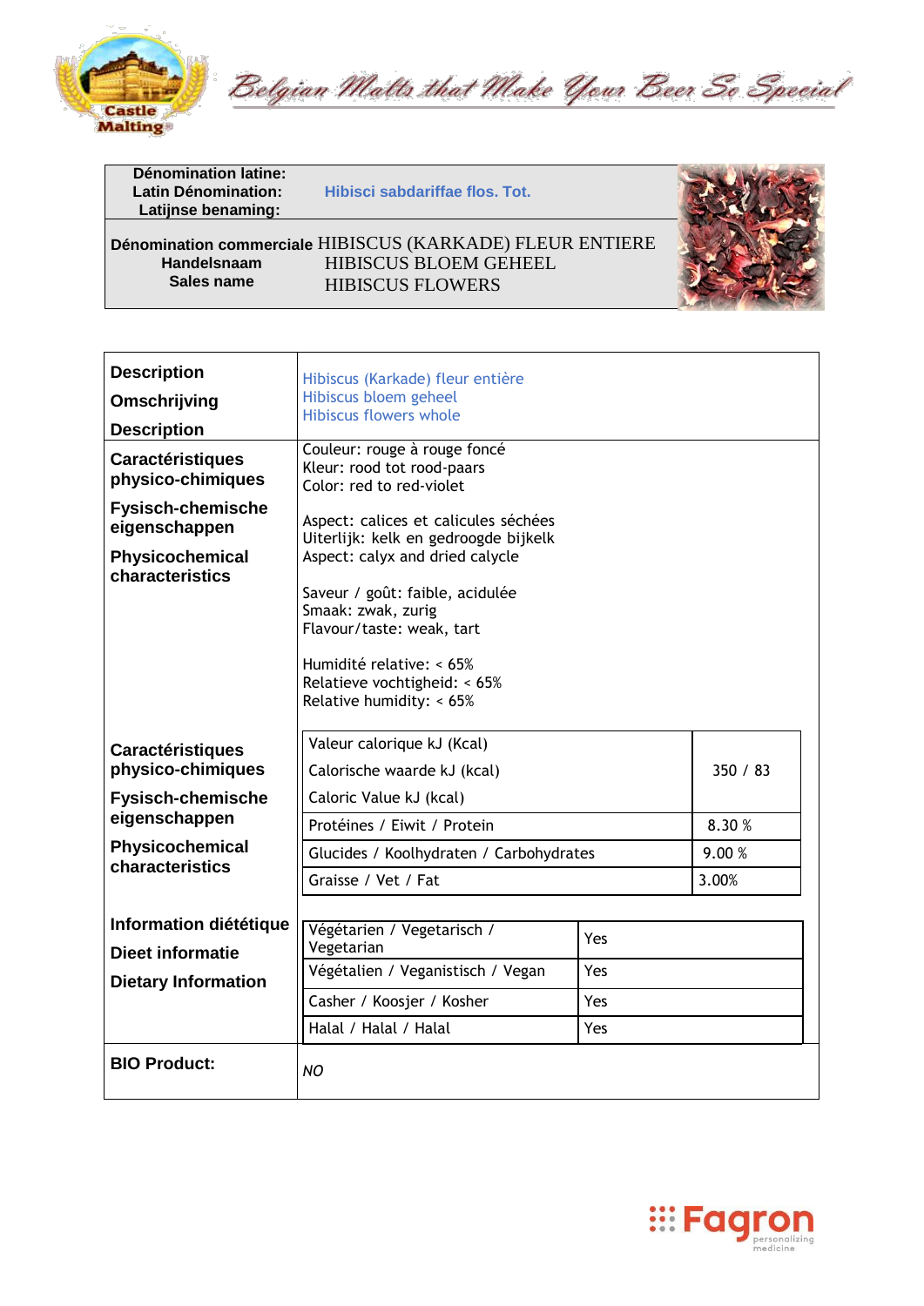Belgian Malts that Make Your Beer So Special

| Dénomination latine: Latin Dénomination: Latijnse benaming: | Hibisci sabdariffae flos. Tot. |
|---|---|
| Dénomination commerciale Handelsnaam Sales name | HIBISCUS (KARKADE) FLEUR ENTIERE<br>HIBISCUS BLOEM GEHEEL<br>HIBISCUS FLOWERS |

| | |
|---|---|
| **Description**<br>**Omschrijving**<br>**Description** | Hibiscus (Karkade) fleur entière<br>Hibiscus bloem geheel<br>Hibiscus flowers whole |
| **Caractéristiques physico-chimiques**<br>**Fysisch-chemische eigenschappen**<br>**Physicochemical characteristics** | Couleur: rouge à rouge foncé<br>Kleur: rood tot rood-paars<br>Color: red to red-violet<br><br>Aspect: calices et calicules séchées<br>Uiterlijk: kelk en gedroogde bijkelk<br>Aspect: calyx and dried calycle<br><br>Saveur / goût: faible, acidulée<br>Smaak: zwak, zurig<br>Flavour/taste: weak, tart<br><br>Humidité relative: < 65%<br>Relatieve vochtigheid: < 65%<br>Relative humidity: < 65% |

**Caractéristiques physico-chimiques / Fysisch-chemische eigenschappen / Physicochemical characteristics**

| | |
|---|---|
| Valeur calorique kJ (Kcal)<br>Calorische waarde kJ (kcal)<br>Caloric Value kJ (kcal) | 350 / 83 |
| Protéines / Eiwit / Protein | 8.30 % |
| Glucides / Koolhydraten / Carbohydrates | 9.00 % |
| Graisse / Vet / Fat | 3.00% |

**Information diététique / Dieet informatie / Dietary Information**

| | |
|---|---|
| Végétarien / Vegetarisch / Vegetarian | Yes |
| Végétalien / Veganistisch / Vegan | Yes |
| Casher / Koosjer / Kosher | Yes |
| Halal / Halal / Halal | Yes |

| | |
|---|---|
| **BIO Product:** | *NO* |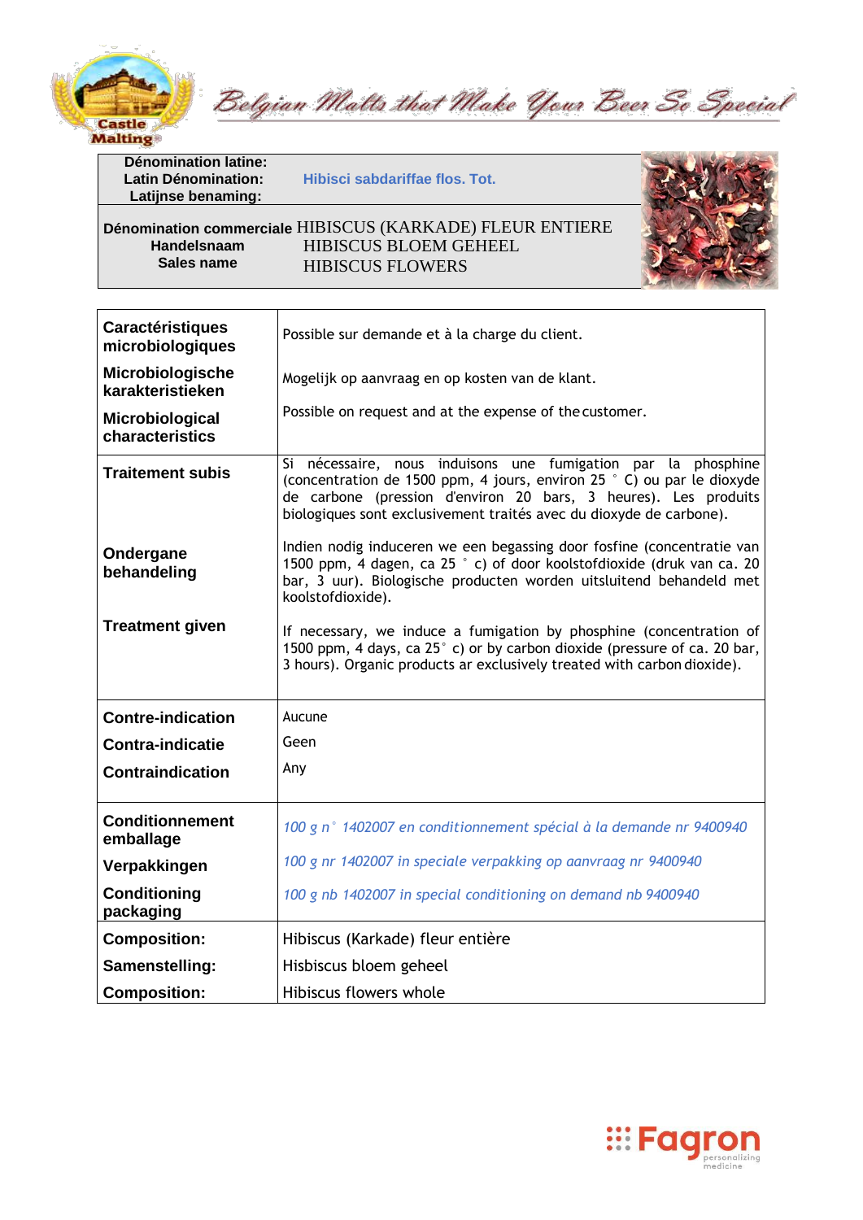| | |
|---|---|
| **Dénomination latine:** **Latin Dénomination:** **Latijnse benaming:** | Hibisci sabdariffae flos. Tot. |
| **Dénomination commerciale** **Handelsnaam** **Sales name** | HIBISCUS (KARKADE) FLEUR ENTIERE HIBISCUS BLOEM GEHEEL HIBISCUS FLOWERS |

| | |
|---|---|
| **Caractéristiques microbiologiques** **Microbiologische karakteristieken** **Microbiological characteristics** | Possible sur demande et à la charge du client. Mogelijk op aanvraag en op kosten van de klant. Possible on request and at the expense of the customer. |
| **Traitement subis** **Ondergane behandeling** **Treatment given** | Si nécessaire, nous induisons une fumigation par la phosphine (concentration de 1500 ppm, 4 jours, environ 25 ° C) ou par le dioxyde de carbone (pression d'environ 20 bars, 3 heures). Les produits biologiques sont exclusivement traités avec du dioxyde de carbone). Indien nodig induceren we een begassing door fosfine (concentratie van 1500 ppm, 4 dagen, ca 25 ° c) of door koolstofdioxide (druk van ca. 20 bar, 3 uur). Biologische producten worden uitsluitend behandeld met koolstofdioxide). If necessary, we induce a fumigation by phosphine (concentration of 1500 ppm, 4 days, ca 25° c) or by carbon dioxide (pressure of ca. 20 bar, 3 hours). Organic products ar exclusively treated with carbon dioxide). |
| **Contre-indication** **Contra-indicatie** **Contraindication** | Aucune Geen Any |
| **Conditionnement emballage** **Verpakkingen** **Conditioning packaging** | *100 g n° 1402007 en conditionnement spécial à la demande nr 9400940* *100 g nr 1402007 in speciale verpakking op aanvraag nr 9400940* *100 g nb 1402007 in special conditioning on demand nb 9400940* |
| **Composition:** **Samenstelling:** **Composition:** | Hibiscus (Karkade) fleur entière Hisbiscus bloem geheel Hibiscus flowers whole |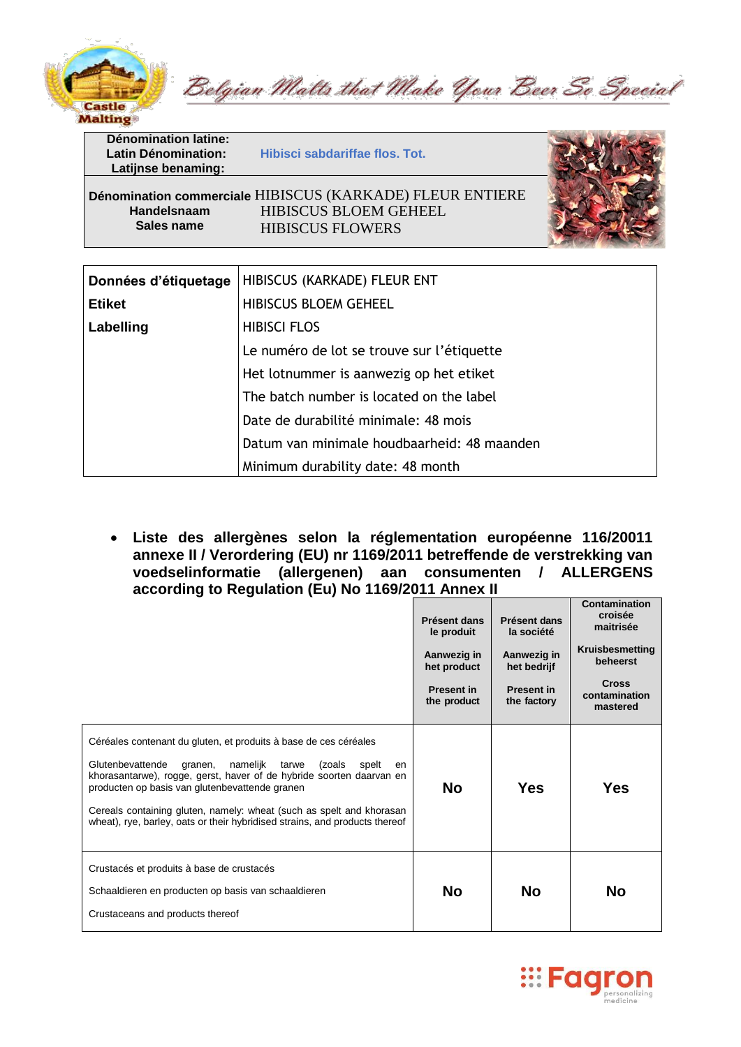| Dénomination latine: Latin Dénomination: Latijnse benaming: | Hibisci sabdariffae flos. Tot. |
|---|---|
| **Dénomination commerciale Handelsnaam Sales name** | HIBISCUS (KARKADE) FLEUR ENTIERE HIBISCUS BLOEM GEHEEL HIBISCUS FLOWERS |

| Données d'étiquetage Etiket Labelling | |
|---|---|
| | HIBISCUS (KARKADE) FLEUR ENT |
| | HIBISCUS BLOEM GEHEEL |
| | HIBISCI FLOS |
| | Le numéro de lot se trouve sur l'étiquette |
| | Het lotnummer is aanwezig op het etiket |
| | The batch number is located on the label |
| | Date de durabilité minimale: 48 mois |
| | Datum van minimale houdbaarheid: 48 maanden |
| | Minimum durability date: 48 month |

- **Liste des allergènes selon la réglementation européenne 116/20011 annexe II / Verordering (EU) nr 1169/2011 betreffende de verstrekking van voedselinformatie (allergenen) aan consumenten / ALLERGENS according to Regulation (Eu) No 1169/2011 Annex II**

| | Présent dans le produit / Aanwezig in het product / Present in the product | Présent dans la société / Aanwezig in het bedrijf / Present in the factory | Contamination croisée maitrisée / Kruisbesmetting beheerst / Cross contamination mastered |
|---|---|---|---|
| Céréales contenant du gluten, et produits à base de ces céréales<br>Glutenbevattende granen, namelijk tarwe (zoals spelt en khorasantarwe), rogge, gerst, haver of de hybride soorten daarvan en producten op basis van glutenbevattende granen<br>Cereals containing gluten, namely: wheat (such as spelt and khorasan wheat), rye, barley, oats or their hybridised strains, and products thereof | **No** | **Yes** | **Yes** |
| Crustacés et produits à base de crustacés<br>Schaaldieren en producten op basis van schaaldieren<br>Crustaceans and products thereof | **No** | **No** | **No** |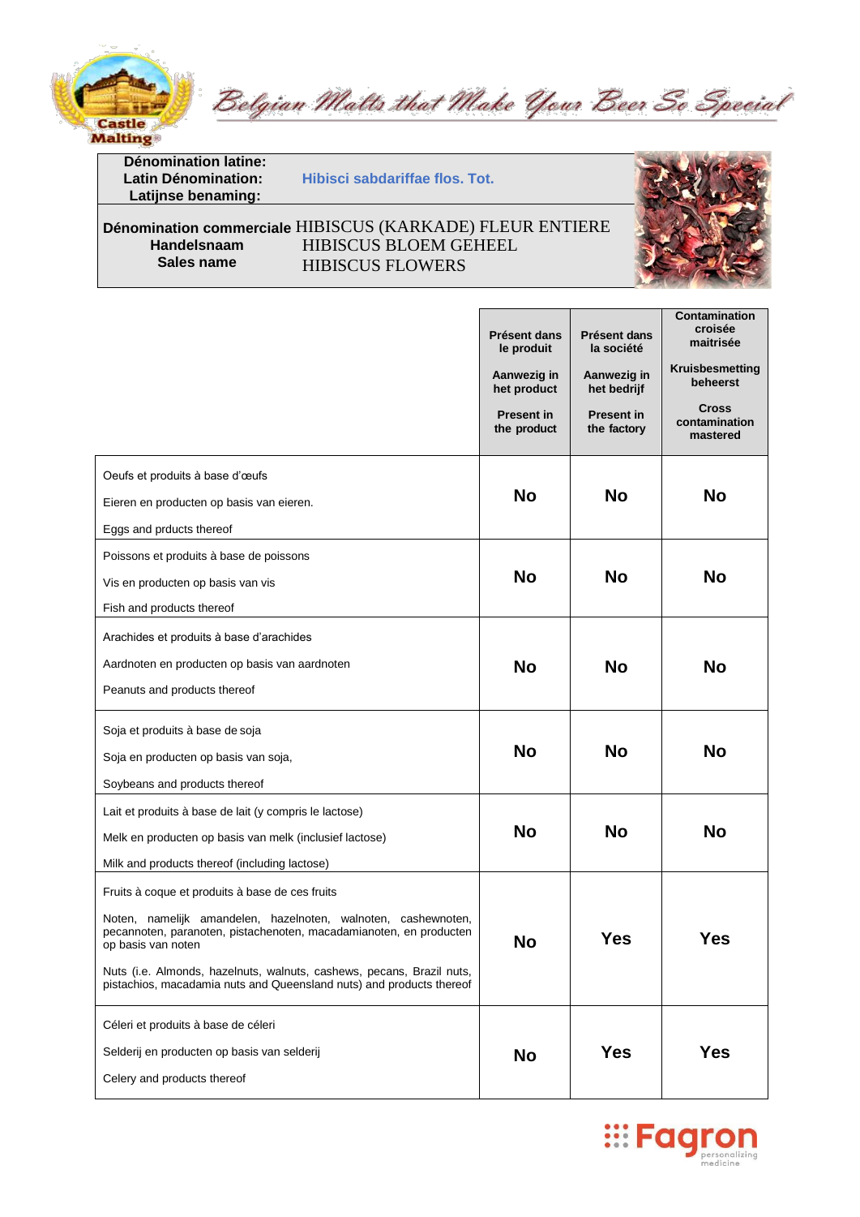Belgian Malts that Make Your Beer So Special

| Dénomination latine: Latin Dénomination: Latijnse benaming: | Hibisci sabdariffae flos. Tot. |
|---|---|
| **Dénomination commerciale Handelsnaam Sales name** | HIBISCUS (KARKADE) FLEUR ENTIERE HIBISCUS BLOEM GEHEEL HIBISCUS FLOWERS |

| | Présent dans le produit / Aanwezig in het product / Present in the product | Présent dans la société / Aanwezig in het bedrijf / Present in the factory | Contamination croisée maitrisée / Kruisbesmetting beheerst / Cross contamination mastered |
|---|---|---|---|
| Oeufs et produits à base d'œufs<br>Eieren en producten op basis van eieren.<br>Eggs and prducts thereof | No | No | No |
| Poissons et produits à base de poissons<br>Vis en producten op basis van vis<br>Fish and products thereof | No | No | No |
| Arachides et produits à base d'arachides<br>Aardnoten en producten op basis van aardnoten<br>Peanuts and products thereof | No | No | No |
| Soja et produits à base de soja<br>Soja en producten op basis van soja,<br>Soybeans and products thereof | No | No | No |
| Lait et produits à base de lait (y compris le lactose)<br>Melk en producten op basis van melk (inclusief lactose)<br>Milk and products thereof (including lactose) | No | No | No |
| Fruits à coque et produits à base de ces fruits<br>Noten, namelijk amandelen, hazelnoten, walnoten, cashewnoten, pecannoten, paranoten, pistachenoten, macadamianoten, en producten op basis van noten<br>Nuts (i.e. Almonds, hazelnuts, walnuts, cashews, pecans, Brazil nuts, pistachios, macadamia nuts and Queensland nuts) and products thereof | No | Yes | Yes |
| Céleri et produits à base de céleri<br>Selderij en producten op basis van selderij<br>Celery and products thereof | No | Yes | Yes |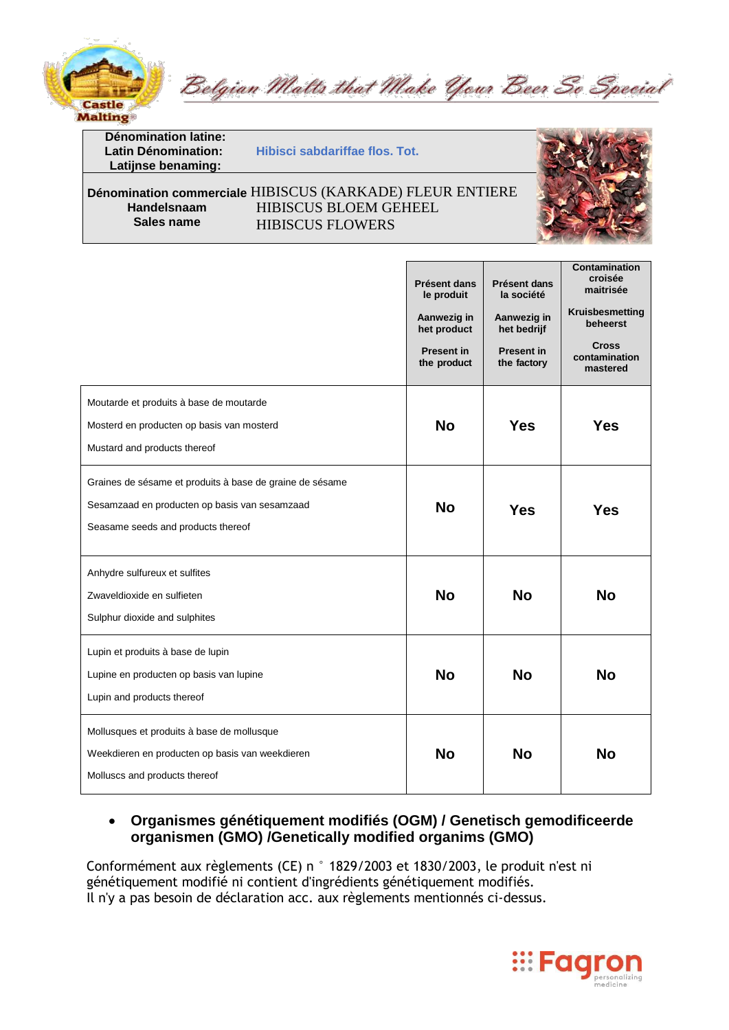| Dénomination latine: Latin Dénomination: Latijnse benaming: | Hibisci sabdariffae flos. Tot. |
|---|---|
| Dénomination commerciale Handelsnaam Sales name | HIBISCUS (KARKADE) FLEUR ENTIERE HIBISCUS BLOEM GEHEEL HIBISCUS FLOWERS |

| | Présent dans le produit<br>Aanwezig in het product<br>Present in the product | Présent dans la société<br>Aanwezig in het bedrijf<br>Present in the factory | Contamination croisée maitrisée<br>Kruisbesmetting beheerst<br>Cross contamination mastered |
|---|---|---|---|
| Moutarde et produits à base de moutarde<br>Mosterd en producten op basis van mosterd<br>Mustard and products thereof | **No** | **Yes** | **Yes** |
| Graines de sésame et produits à base de graine de sésame<br>Sesamzaad en producten op basis van sesamzaad<br>Seasame seeds and products thereof | **No** | **Yes** | **Yes** |
| Anhydre sulfureux et sulfites<br>Zwaveldioxide en sulfieten<br>Sulphur dioxide and sulphites | **No** | **No** | **No** |
| Lupin et produits à base de lupin<br>Lupine en producten op basis van lupine<br>Lupin and products thereof | **No** | **No** | **No** |
| Mollusques et produits à base de mollusque<br>Weekdieren en producten op basis van weekdieren<br>Molluscs and products thereof | **No** | **No** | **No** |

- **Organismes génétiquement modifiés (OGM) / Genetisch gemodificeerde organismen (GMO) /Genetically modified organims (GMO)**

Conformément aux règlements (CE) n ° 1829/2003 et 1830/2003, le produit n'est ni génétiquement modifié ni contient d'ingrédients génétiquement modifiés.
Il n'y a pas besoin de déclaration acc. aux règlements mentionnés ci-dessus.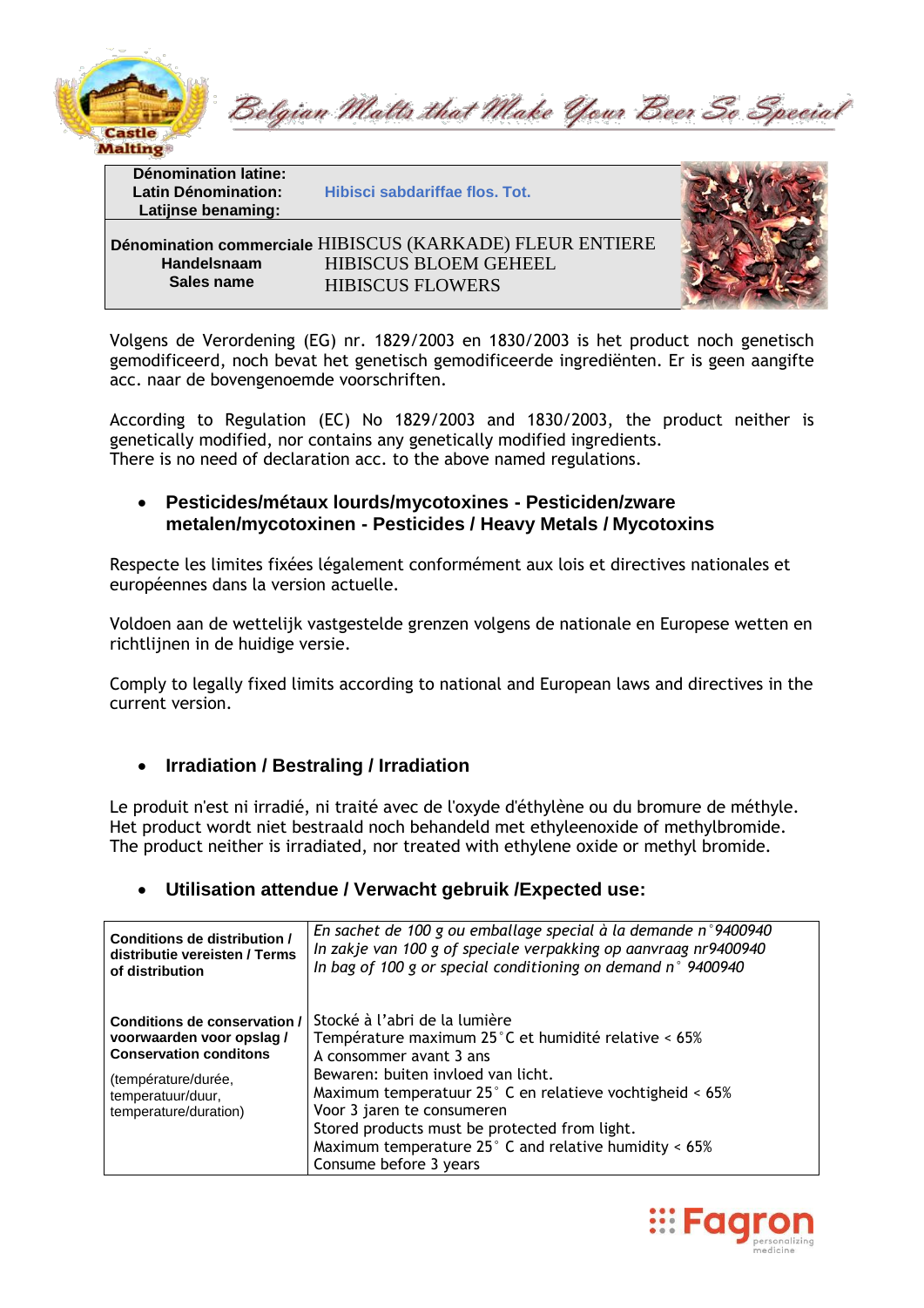| Dénomination latine: Latin Dénomination: Latijnse benaming: | Hibisci sabdariffae flos. Tot. |
|---|---|
| Dénomination commerciale Handelsnaam Sales name | HIBISCUS (KARKADE) FLEUR ENTIERE HIBISCUS BLOEM GEHEEL HIBISCUS FLOWERS |

Volgens de Verordening (EG) nr. 1829/2003 en 1830/2003 is het product noch genetisch gemodificeerd, noch bevat het genetisch gemodificeerde ingrediënten. Er is geen aangifte acc. naar de bovengenoemde voorschriften.

According to Regulation (EC) No 1829/2003 and 1830/2003, the product neither is genetically modified, nor contains any genetically modified ingredients.
There is no need of declaration acc. to the above named regulations.

- **Pesticides/métaux lourds/mycotoxines - Pesticiden/zware metalen/mycotoxinen - Pesticides / Heavy Metals / Mycotoxins**

Respecte les limites fixées légalement conformément aux lois et directives nationales et européennes dans la version actuelle.

Voldoen aan de wettelijk vastgestelde grenzen volgens de nationale en Europese wetten en richtlijnen in de huidige versie.

Comply to legally fixed limits according to national and European laws and directives in the current version.

- **Irradiation / Bestraling / Irradiation**

Le produit n'est ni irradié, ni traité avec de l'oxyde d'éthylène ou du bromure de méthyle.
Het product wordt niet bestraald noch behandeld met ethyleenoxide of methylbromide.
The product neither is irradiated, nor treated with ethylene oxide or methyl bromide.

- **Utilisation attendue / Verwacht gebruik /Expected use:**

| | |
|---|---|
| **Conditions de distribution / distributie vereisten / Terms of distribution** | *En sachet de 100 g ou emballage special à la demande n°9400940*<br>*In zakje van 100 g of speciale verpakking op aanvraag nr9400940*<br>*In bag of 100 g or special conditioning on demand n° 9400940* |
| **Conditions de conservation / voorwaarden voor opslag / Conservation conditons**<br>(température/durée, temperatuur/duur, temperature/duration) | Stocké à l'abri de la lumière<br>Température maximum 25°C et humidité relative < 65%<br>A consommer avant 3 ans<br>Bewaren: buiten invloed van licht.<br>Maximum temperatuur 25° C en relatieve vochtigheid < 65%<br>Voor 3 jaren te consumeren<br>Stored products must be protected from light.<br>Maximum temperature 25° C and relative humidity < 65%<br>Consume before 3 years |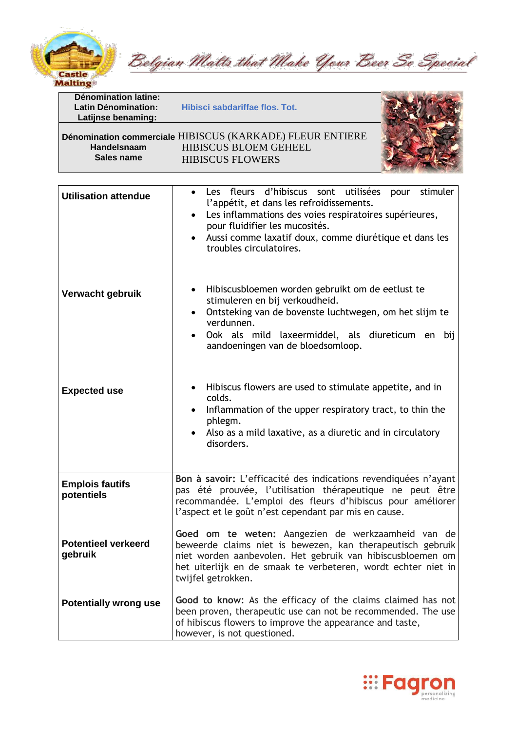| Dénomination latine: Latin Dénomination: Latijnse benaming: | Hibisci sabdariffae flos. Tot. |
|---|---|
| Dénomination commerciale Handelsnaam Sales name | HIBISCUS (KARKADE) FLEUR ENTIERE HIBISCUS BLOEM GEHEEL HIBISCUS FLOWERS |

| | |
|---|---|
| **Utilisation attendue** | • Les fleurs d'hibiscus sont utilisées pour stimuler l'appétit, et dans les refroidissements.<br>• Les inflammations des voies respiratoires supérieures, pour fluidifier les mucosités.<br>• Aussi comme laxatif doux, comme diurétique et dans les troubles circulatoires. |
| **Verwacht gebruik** | • Hibiscusbloemen worden gebruikt om de eetlust te stimuleren en bij verkoudheid.<br>• Ontsteking van de bovenste luchtwegen, om het slijm te verdunnen.<br>• Ook als mild laxeermiddel, als diureticum en bij aandoeningen van de bloedsomloop. |
| **Expected use** | • Hibiscus flowers are used to stimulate appetite, and in colds.<br>• Inflammation of the upper respiratory tract, to thin the phlegm.<br>• Also as a mild laxative, as a diuretic and in circulatory disorders. |
| **Emplois fautifs potentiels** | **Bon à savoir:** L'efficacité des indications revendiquées n'ayant pas été prouvée, l'utilisation thérapeutique ne peut être recommandée. L'emploi des fleurs d'hibiscus pour améliorer l'aspect et le goût n'est cependant par mis en cause. |
| **Potentieel verkeerd gebruik** | **Goed om te weten:** Aangezien de werkzaamheid van de beweerde claims niet is bewezen, kan therapeutisch gebruik niet worden aanbevolen. Het gebruik van hibiscusbloemen om het uiterlijk en de smaak te verbeteren, wordt echter niet in twijfel getrokken. |
| **Potentially wrong use** | **Good to know**: As the efficacy of the claims claimed has not been proven, therapeutic use can not be recommended. The use of hibiscus flowers to improve the appearance and taste, however, is not questioned. |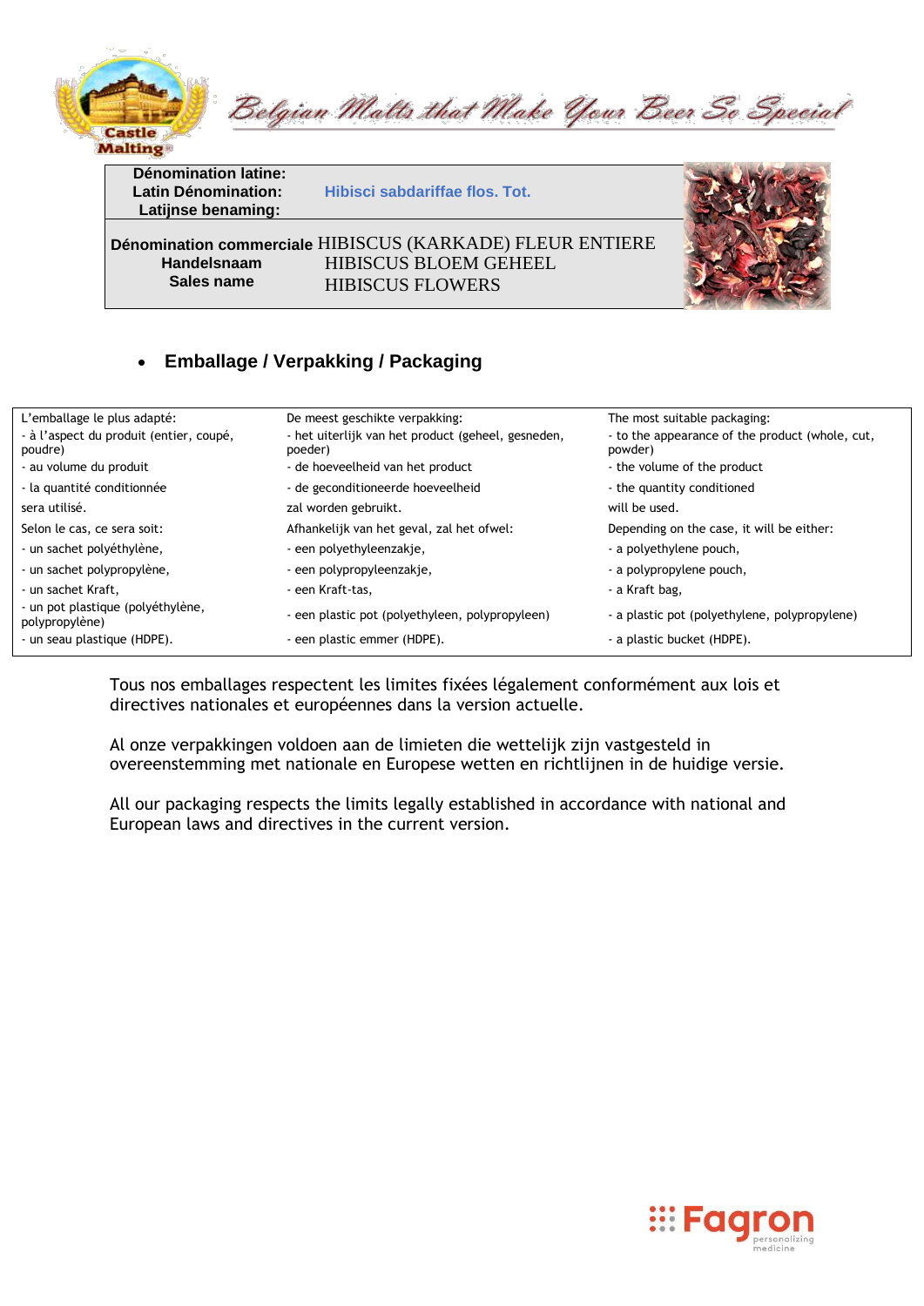| Dénomination latine: Latin Dénomination: Latijnse benaming: | Hibisci sabdariffae flos. Tot. |
| --- | --- |
| Dénomination commerciale Handelsnaam Sales name | HIBISCUS (KARKADE) FLEUR ENTIERE HIBISCUS BLOEM GEHEEL HIBISCUS FLOWERS |

- **Emballage / Verpakking / Packaging**

| | | |
| --- | --- | --- |
| L'emballage le plus adapté: | De meest geschikte verpakking: | The most suitable packaging: |
| - à l'aspect du produit (entier, coupé, poudre) | - het uiterlijk van het product (geheel, gesneden, poeder) | - to the appearance of the product (whole, cut, powder) |
| - au volume du produit | - de hoeveelheid van het product | - the volume of the product |
| - la quantité conditionnée | - de geconditioneerde hoeveelheid | - the quantity conditioned |
| sera utilisé. | zal worden gebruikt. | will be used. |
| Selon le cas, ce sera soit: | Afhankelijk van het geval, zal het ofwel: | Depending on the case, it will be either: |
| - un sachet polyéthylène, | - een polyethyleenzakje, | - a polyethylene pouch, |
| - un sachet polypropylène, | - een polypropyleenzakje, | - a polypropylene pouch, |
| - un sachet Kraft, | - een Kraft-tas, | - a Kraft bag, |
| - un pot plastique (polyéthylène, polypropylène) | - een plastic pot (polyethyleen, polypropyleen) | - a plastic pot (polyethylene, polypropylene) |
| - un seau plastique (HDPE). | - een plastic emmer (HDPE). | - a plastic bucket (HDPE). |

Tous nos emballages respectent les limites fixées légalement conformément aux lois et directives nationales et européennes dans la version actuelle.

Al onze verpakkingen voldoen aan de limieten die wettelijk zijn vastgesteld in overeenstemming met nationale en Europese wetten en richtlijnen in de huidige versie.

All our packaging respects the limits legally established in accordance with national and European laws and directives in the current version.